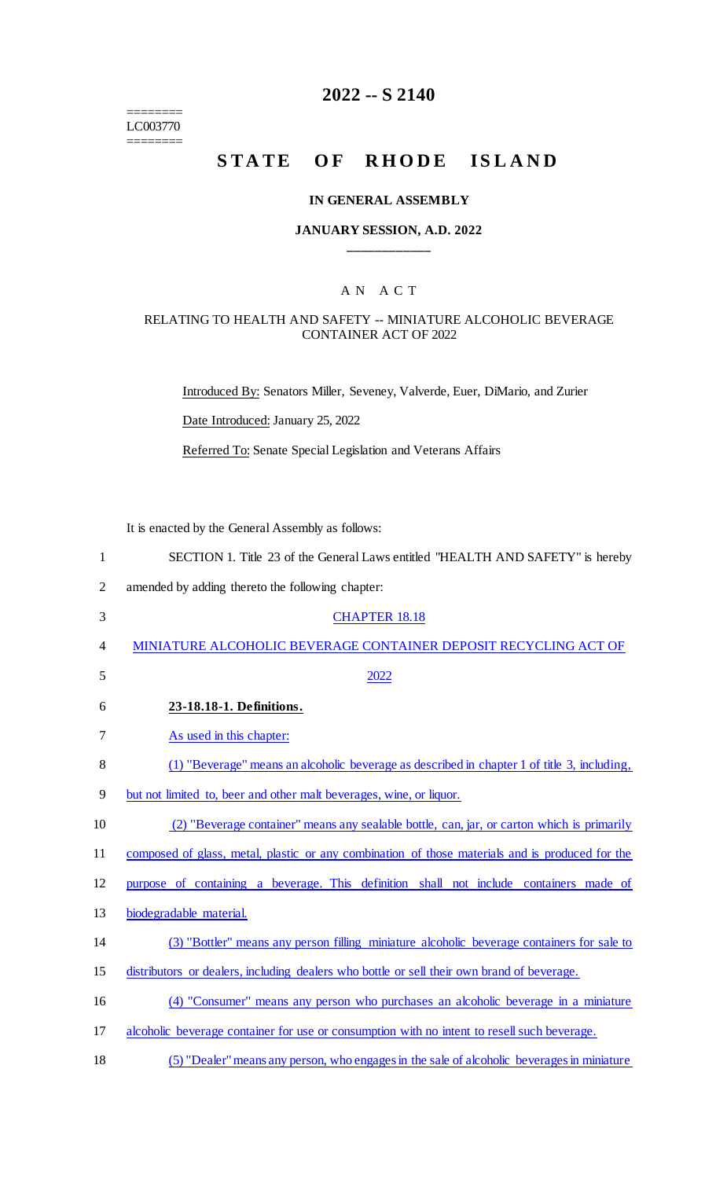========
LC003770
========

# 2022 -- S 2140

# STATE OF RHODE ISLAND

### IN GENERAL ASSEMBLY

### JANUARY SESSION, A.D. 2022

---

## A N A C T

### RELATING TO HEALTH AND SAFETY -- MINIATURE ALCOHOLIC BEVERAGE CONTAINER ACT OF 2022

Introduced By: Senators Miller, Seveney, Valverde, Euer, DiMario, and Zurier

Date Introduced: January 25, 2022

Referred To: Senate Special Legislation and Veterans Affairs

It is enacted by the General Assembly as follows:

1 SECTION 1. Title 23 of the General Laws entitled "HEALTH AND SAFETY" is hereby
2 amended by adding thereto the following chapter:

3 CHAPTER 18.18

4 MINIATURE ALCOHOLIC BEVERAGE CONTAINER DEPOSIT RECYCLING ACT OF
5 2022

6 **23-18.18-1. Definitions.**

7 As used in this chapter:

8 (1) "Beverage" means an alcoholic beverage as described in chapter 1 of title 3, including,
9 but not limited to, beer and other malt beverages, wine, or liquor.

10 (2) "Beverage container" means any sealable bottle, can, jar, or carton which is primarily
11 composed of glass, metal, plastic or any combination of those materials and is produced for the
12 purpose of containing a beverage. This definition shall not include containers made of
13 biodegradable material.

14 (3) "Bottler" means any person filling miniature alcoholic beverage containers for sale to
15 distributors or dealers, including dealers who bottle or sell their own brand of beverage.

16 (4) "Consumer" means any person who purchases an alcoholic beverage in a miniature
17 alcoholic beverage container for use or consumption with no intent to resell such beverage.

18 (5) "Dealer" means any person, who engages in the sale of alcoholic beverages in miniature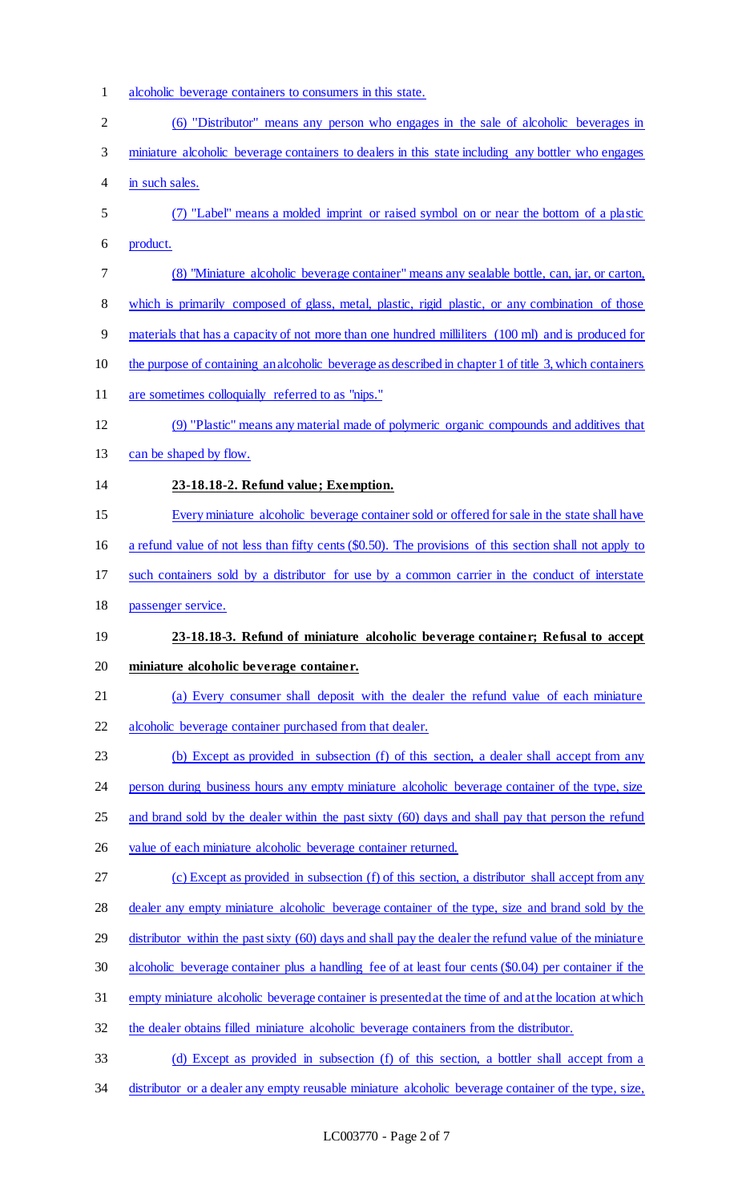alcoholic beverage containers to consumers in this state.

(6) "Distributor" means any person who engages in the sale of alcoholic beverages in miniature alcoholic beverage containers to dealers in this state including any bottler who engages in such sales.

(7) "Label" means a molded imprint or raised symbol on or near the bottom of a plastic product.

(8) "Miniature alcoholic beverage container" means any sealable bottle, can, jar, or carton, which is primarily composed of glass, metal, plastic, rigid plastic, or any combination of those materials that has a capacity of not more than one hundred milliliters (100 ml) and is produced for the purpose of containing an alcoholic beverage as described in chapter 1 of title 3, which containers are sometimes colloquially referred to as "nips."

(9) "Plastic" means any material made of polymeric organic compounds and additives that can be shaped by flow.

**23-18.18-2. Refund value; Exemption.**

Every miniature alcoholic beverage container sold or offered for sale in the state shall have a refund value of not less than fifty cents ($0.50). The provisions of this section shall not apply to such containers sold by a distributor for use by a common carrier in the conduct of interstate passenger service.

**23-18.18-3. Refund of miniature alcoholic beverage container; Refusal to accept miniature alcoholic beverage container.**

(a) Every consumer shall deposit with the dealer the refund value of each miniature alcoholic beverage container purchased from that dealer.

(b) Except as provided in subsection (f) of this section, a dealer shall accept from any person during business hours any empty miniature alcoholic beverage container of the type, size and brand sold by the dealer within the past sixty (60) days and shall pay that person the refund value of each miniature alcoholic beverage container returned.

(c) Except as provided in subsection (f) of this section, a distributor shall accept from any dealer any empty miniature alcoholic beverage container of the type, size and brand sold by the distributor within the past sixty (60) days and shall pay the dealer the refund value of the miniature alcoholic beverage container plus a handling fee of at least four cents ($0.04) per container if the empty miniature alcoholic beverage container is presented at the time of and at the location at which the dealer obtains filled miniature alcoholic beverage containers from the distributor.

(d) Except as provided in subsection (f) of this section, a bottler shall accept from a distributor or a dealer any empty reusable miniature alcoholic beverage container of the type, size,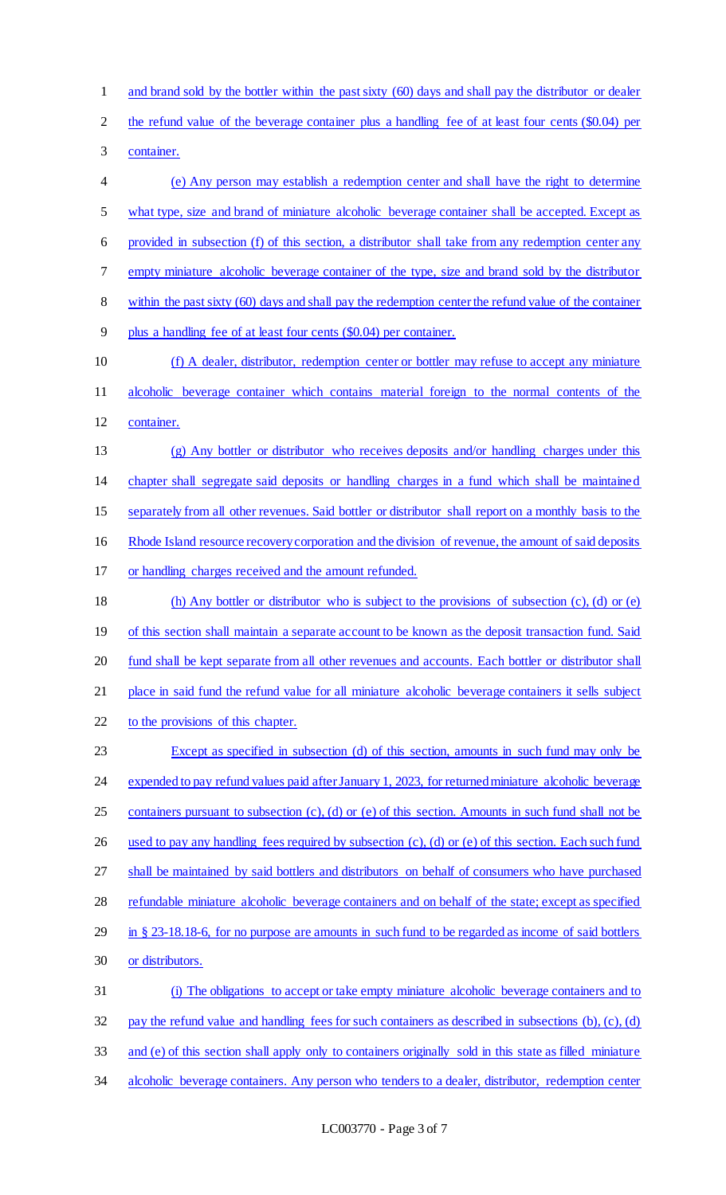and brand sold by the bottler within the past sixty (60) days and shall pay the distributor or dealer the refund value of the beverage container plus a handling fee of at least four cents ($0.04) per container.

(e) Any person may establish a redemption center and shall have the right to determine what type, size and brand of miniature alcoholic beverage container shall be accepted. Except as provided in subsection (f) of this section, a distributor shall take from any redemption center any empty miniature alcoholic beverage container of the type, size and brand sold by the distributor within the past sixty (60) days and shall pay the redemption center the refund value of the container plus a handling fee of at least four cents ($0.04) per container.

(f) A dealer, distributor, redemption center or bottler may refuse to accept any miniature alcoholic beverage container which contains material foreign to the normal contents of the container.

(g) Any bottler or distributor who receives deposits and/or handling charges under this chapter shall segregate said deposits or handling charges in a fund which shall be maintained separately from all other revenues. Said bottler or distributor shall report on a monthly basis to the Rhode Island resource recovery corporation and the division of revenue, the amount of said deposits or handling charges received and the amount refunded.

(h) Any bottler or distributor who is subject to the provisions of subsection (c), (d) or (e) of this section shall maintain a separate account to be known as the deposit transaction fund. Said fund shall be kept separate from all other revenues and accounts. Each bottler or distributor shall place in said fund the refund value for all miniature alcoholic beverage containers it sells subject to the provisions of this chapter.

Except as specified in subsection (d) of this section, amounts in such fund may only be expended to pay refund values paid after January 1, 2023, for returned miniature alcoholic beverage containers pursuant to subsection (c), (d) or (e) of this section. Amounts in such fund shall not be used to pay any handling fees required by subsection (c), (d) or (e) of this section. Each such fund shall be maintained by said bottlers and distributors on behalf of consumers who have purchased refundable miniature alcoholic beverage containers and on behalf of the state; except as specified in § 23-18.18-6, for no purpose are amounts in such fund to be regarded as income of said bottlers or distributors.

(i) The obligations to accept or take empty miniature alcoholic beverage containers and to pay the refund value and handling fees for such containers as described in subsections (b), (c), (d) and (e) of this section shall apply only to containers originally sold in this state as filled miniature alcoholic beverage containers. Any person who tenders to a dealer, distributor, redemption center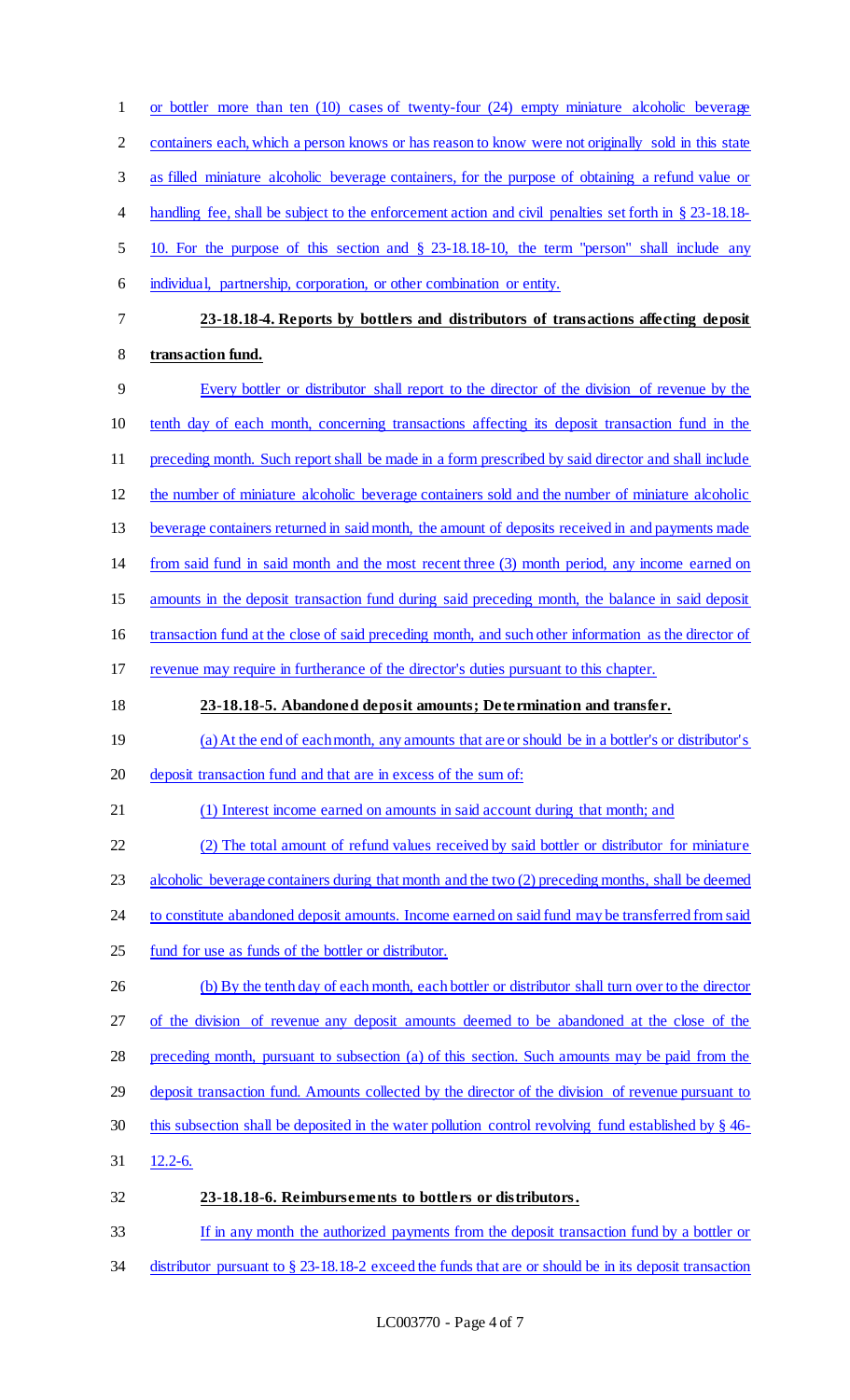or bottler more than ten (10) cases of twenty-four (24) empty miniature alcoholic beverage containers each, which a person knows or has reason to know were not originally sold in this state as filled miniature alcoholic beverage containers, for the purpose of obtaining a refund value or handling fee, shall be subject to the enforcement action and civil penalties set forth in § 23-18.18-10. For the purpose of this section and § 23-18.18-10, the term "person" shall include any individual, partnership, corporation, or other combination or entity.

**23-18.18-4. Reports by bottlers and distributors of transactions affecting deposit transaction fund.**

Every bottler or distributor shall report to the director of the division of revenue by the tenth day of each month, concerning transactions affecting its deposit transaction fund in the preceding month. Such report shall be made in a form prescribed by said director and shall include the number of miniature alcoholic beverage containers sold and the number of miniature alcoholic beverage containers returned in said month, the amount of deposits received in and payments made from said fund in said month and the most recent three (3) month period, any income earned on amounts in the deposit transaction fund during said preceding month, the balance in said deposit transaction fund at the close of said preceding month, and such other information as the director of revenue may require in furtherance of the director's duties pursuant to this chapter.

**23-18.18-5. Abandoned deposit amounts; Determination and transfer.**

(a) At the end of each month, any amounts that are or should be in a bottler's or distributor's deposit transaction fund and that are in excess of the sum of:

(1) Interest income earned on amounts in said account during that month; and

(2) The total amount of refund values received by said bottler or distributor for miniature alcoholic beverage containers during that month and the two (2) preceding months, shall be deemed to constitute abandoned deposit amounts. Income earned on said fund may be transferred from said fund for use as funds of the bottler or distributor.

(b) By the tenth day of each month, each bottler or distributor shall turn over to the director of the division of revenue any deposit amounts deemed to be abandoned at the close of the preceding month, pursuant to subsection (a) of this section. Such amounts may be paid from the deposit transaction fund. Amounts collected by the director of the division of revenue pursuant to this subsection shall be deposited in the water pollution control revolving fund established by § 46-12.2-6.

**23-18.18-6. Reimbursements to bottlers or distributors.**

If in any month the authorized payments from the deposit transaction fund by a bottler or distributor pursuant to § 23-18.18-2 exceed the funds that are or should be in its deposit transaction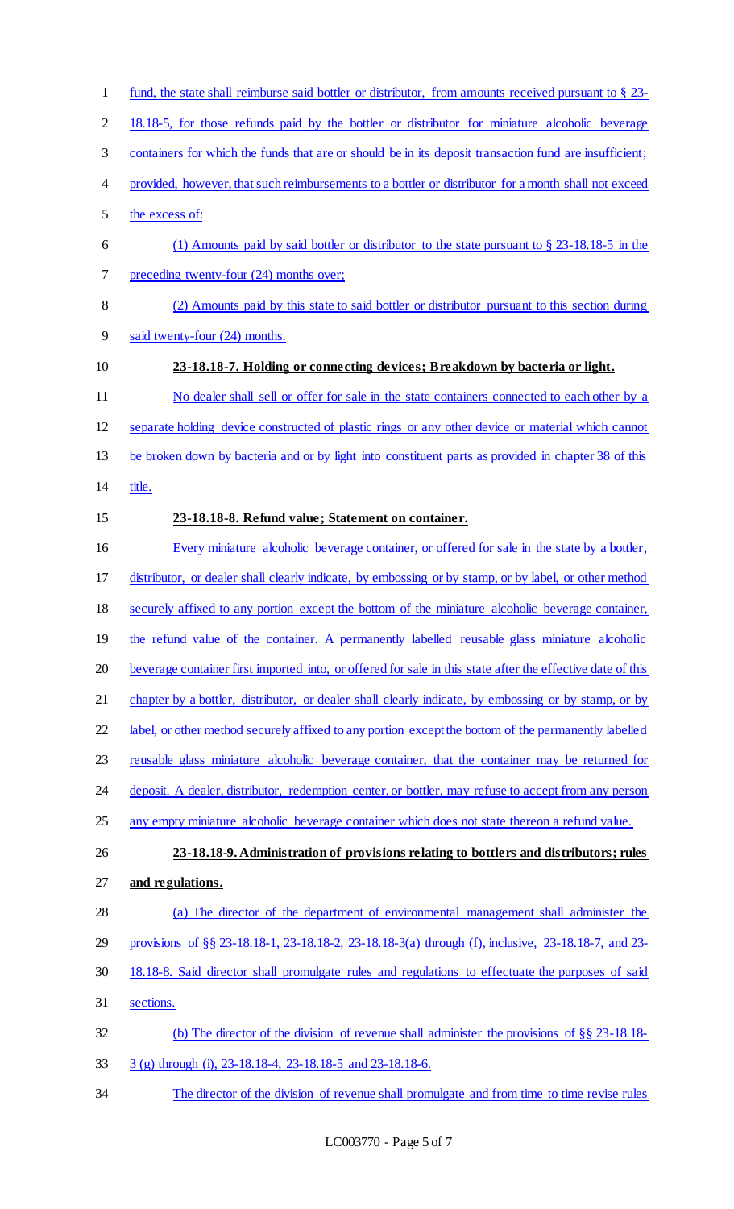fund, the state shall reimburse said bottler or distributor, from amounts received pursuant to § 23-18.18-5, for those refunds paid by the bottler or distributor for miniature alcoholic beverage containers for which the funds that are or should be in its deposit transaction fund are insufficient; provided, however, that such reimbursements to a bottler or distributor for a month shall not exceed the excess of:

(1) Amounts paid by said bottler or distributor to the state pursuant to § 23-18.18-5 in the preceding twenty-four (24) months over;

(2) Amounts paid by this state to said bottler or distributor pursuant to this section during said twenty-four (24) months.

**23-18.18-7. Holding or connecting devices; Breakdown by bacteria or light.**

No dealer shall sell or offer for sale in the state containers connected to each other by a separate holding device constructed of plastic rings or any other device or material which cannot be broken down by bacteria and or by light into constituent parts as provided in chapter 38 of this title.

**23-18.18-8. Refund value; Statement on container.**

Every miniature alcoholic beverage container, or offered for sale in the state by a bottler, distributor, or dealer shall clearly indicate, by embossing or by stamp, or by label, or other method securely affixed to any portion except the bottom of the miniature alcoholic beverage container, the refund value of the container. A permanently labelled reusable glass miniature alcoholic beverage container first imported into, or offered for sale in this state after the effective date of this chapter by a bottler, distributor, or dealer shall clearly indicate, by embossing or by stamp, or by label, or other method securely affixed to any portion except the bottom of the permanently labelled reusable glass miniature alcoholic beverage container, that the container may be returned for deposit. A dealer, distributor, redemption center, or bottler, may refuse to accept from any person any empty miniature alcoholic beverage container which does not state thereon a refund value.

**23-18.18-9. Administration of provisions relating to bottlers and distributors; rules and regulations.**

(a) The director of the department of environmental management shall administer the provisions of §§ 23-18.18-1, 23-18.18-2, 23-18.18-3(a) through (f), inclusive, 23-18.18-7, and 23-18.18-8. Said director shall promulgate rules and regulations to effectuate the purposes of said sections.

(b) The director of the division of revenue shall administer the provisions of §§ 23-18.18-3 (g) through (i), 23-18.18-4, 23-18.18-5 and 23-18.18-6.

The director of the division of revenue shall promulgate and from time to time revise rules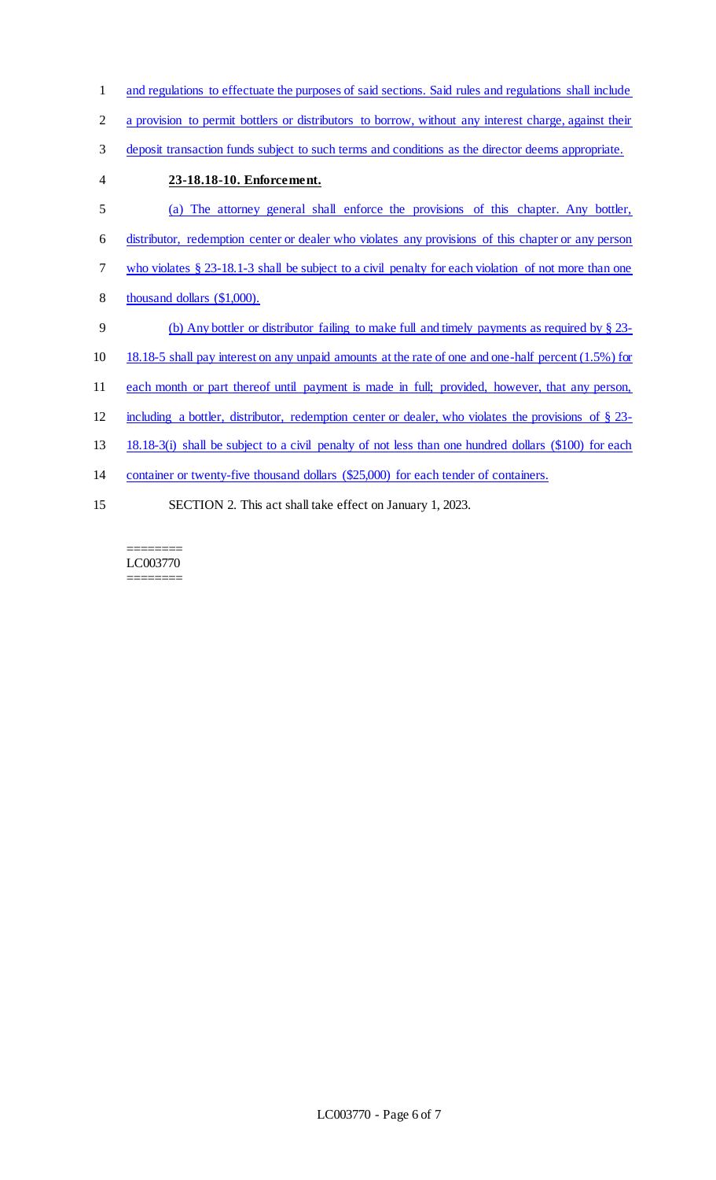and regulations to effectuate the purposes of said sections. Said rules and regulations shall include a provision to permit bottlers or distributors to borrow, without any interest charge, against their deposit transaction funds subject to such terms and conditions as the director deems appropriate.

**23-18.18-10. Enforcement.**

(a) The attorney general shall enforce the provisions of this chapter. Any bottler, distributor, redemption center or dealer who violates any provisions of this chapter or any person who violates § 23-18.1-3 shall be subject to a civil penalty for each violation of not more than one thousand dollars ($1,000).

(b) Any bottler or distributor failing to make full and timely payments as required by § 23-18.18-5 shall pay interest on any unpaid amounts at the rate of one and one-half percent (1.5%) for each month or part thereof until payment is made in full; provided, however, that any person, including a bottler, distributor, redemption center or dealer, who violates the provisions of § 23-18.18-3(i) shall be subject to a civil penalty of not less than one hundred dollars ($100) for each container or twenty-five thousand dollars ($25,000) for each tender of containers.

SECTION 2. This act shall take effect on January 1, 2023.

========
LC003770
========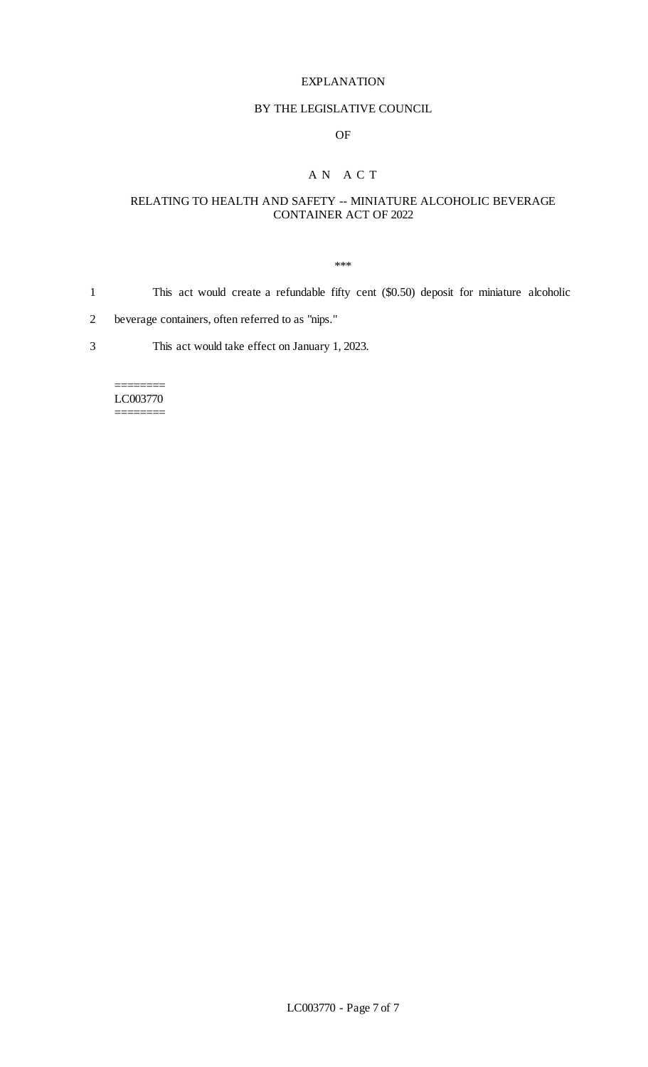EXPLANATION

BY THE LEGISLATIVE COUNCIL

OF

A N A C T

RELATING TO HEALTH AND SAFETY -- MINIATURE ALCOHOLIC BEVERAGE CONTAINER ACT OF 2022

\*\*\*

1 This act would create a refundable fifty cent ($0.50) deposit for miniature alcoholic

2 beverage containers, often referred to as "nips."

3 This act would take effect on January 1, 2023.

========
LC003770
========